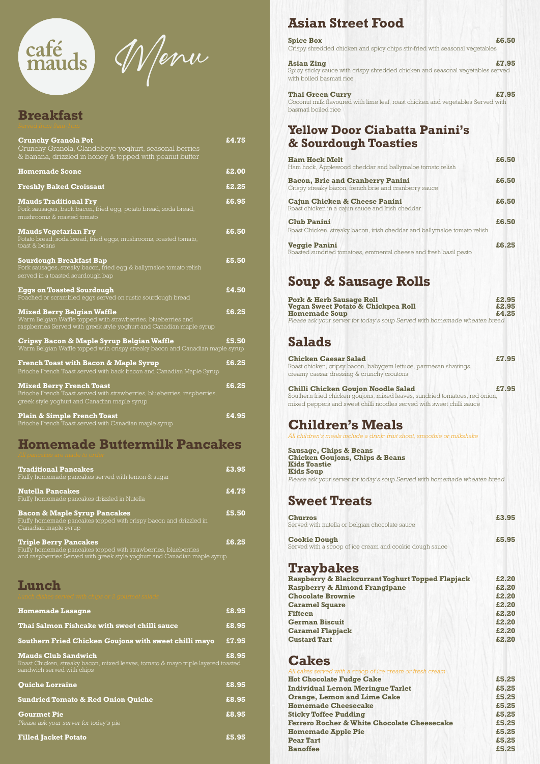café mauds

Menu

## Breakfast

*Served from 9am-1pm*

| | |
|---|---|
| **Crunchy Granola Pot**<br>Crunchy Granola, Clandeboye yoghurt, seasonal berries & banana, drizzled in honey & topped with peanut butter | £4.75 |
| **Homemade Scone** | £2.00 |
| **Freshly Baked Croissant** | £2.25 |
| **Mauds Traditional Fry**<br>Pork sausages, back bacon, fried egg, potato bread, soda bread, mushrooms & roasted tomato | £6.95 |
| **Mauds Vegetarian Fry**<br>Potato bread, soda bread, fried eggs, mushrooms, roasted tomato, toast & beans | £6.50 |
| **Sourdough Breakfast Bap**<br>Pork sausages, streaky bacon, fried egg & ballymaloe tomato relish served in a toasted sourdough bap | £5.50 |
| **Eggs on Toasted Sourdough**<br>Poached or scrambled eggs served on rustic sourdough bread | £4.50 |
| **Mixed Berry Belgian Waffle**<br>Warm Belgian Waffle topped with strawberries, blueberries and raspberries Served with greek style yoghurt and Canadian maple syrup | £6.25 |
| **Cripsy Bacon & Maple Syrup Belgian Waffle**<br>Warm Belgian Waffle topped with crispy streaky bacon and Canadian maple syrup | £5.50 |
| **French Toast with Bacon & Maple Syrup**<br>Brioche French Toast served with back bacon and Canadian Maple Syrup | £6.25 |
| **Mixed Berry French Toast**<br>Brioche French Toast served with strawberries, blueberries, raspberries, greek style yoghurt and Canadian maple syrup | £6.25 |
| **Plain & Simple French Toast**<br>Brioche French Toast served with Canadian maple syrup | £4.95 |

## Homemade Buttermilk Pancakes

*All pancakes are made to order*

| | |
|---|---|
| **Traditional Pancakes**<br>Fluffy homemade pancakes served with lemon & sugar | £3.95 |
| **Nutella Pancakes**<br>Fluffy homemade pancakes drizzled in Nutella | £4.75 |
| **Bacon & Maple Syrup Pancakes**<br>Fluffy homemade pancakes topped with crispy bacon and drizzled in Canadian maple syrup | £5.50 |
| **Triple Berry Pancakes**<br>Fluffy homemade pancakes topped with strawberries, blueberries and raspberries Served with greek style yoghurt and Canadian maple syrup | £6.25 |

## Lunch

*Lunch dishes served with chips or 2 gourmet salads*

| | |
|---|---|
| **Homemade Lasagne** | £8.95 |
| **Thai Salmon Fishcake with sweet chilli sauce** | £8.95 |
| **Southern Fried Chicken Goujons with sweet chilli mayo** | £7.95 |
| **Mauds Club Sandwich**<br>Roast Chicken, streaky bacon, mixed leaves, tomato & mayo triple layered toasted sandwich served with chips | £8.95 |
| **Quiche Lorraine** | £8.95 |
| **Sundried Tomato & Red Onion Quiche** | £8.95 |
| **Gourmet Pie**<br>*Please ask your server for today's pie* | £8.95 |
| **Filled Jacket Potato** | £5.95 |

## Asian Street Food

| | |
|---|---|
| **Spice Box**<br>Crispy shredded chicken and spicy chips stir-fried with seasonal vegetables | £6.50 |
| **Asian Zing**<br>Spicy sticky sauce with crispy shredded chicken and seasonal vegetables served with boiled basmati rice | £7.95 |
| **Thai Green Curry**<br>Coconut milk flavoured with lime leaf, roast chicken and vegetables Served with basmati boiled rice | £7.95 |

## Yellow Door Ciabatta Panini's & Sourdough Toasties

| | |
|---|---|
| **Ham Hock Melt**<br>Ham hock, Applewood cheddar and ballymaloe tomato relish | £6.50 |
| **Bacon, Brie and Cranberry Panini**<br>Crispy streaky bacon, french brie and cranberry sauce | £6.50 |
| **Cajun Chicken & Cheese Panini**<br>Roast chicken in a cajun sauce and Irish cheddar | £6.50 |
| **Club Panini**<br>Roast Chicken, streaky bacon, irish cheddar and ballymaloe tomato relish | £6.50 |
| **Veggie Panini**<br>Roasted sundried tomatoes, emmental cheese and fresh basil pesto | £6.25 |

## Soup & Sausage Rolls

| | |
|---|---|
| **Pork & Herb Sausage Roll** | £2.95 |
| **Vegan Sweet Potato & Chickpea Roll** | £2.95 |
| **Homemade Soup** | £4.25 |

*Please ask your server for today's soup Served with homemade wheaten bread*

## Salads

| | |
|---|---|
| **Chicken Caesar Salad**<br>Roast chicken, cripsy bacon, babygem lettuce, parmesan shavings, creamy caesar dressing & crunchy croutons | £7.95 |
| **Chilli Chicken Goujon Noodle Salad**<br>Southern fried chicken goujons, mixed leaves, sundried tomatoes, red onion, mixed peppers and sweet chilli noodles served with sweet chilli sauce | £7.95 |

## Children's Meals

*All children's meals include a drink: fruit shoot, smoothie or milkshake*

**Sausage, Chips & Beans**
**Chicken Goujons, Chips & Beans**
**Kids Toastie**
**Kids Soup**

*Please ask your server for today's soup Served with homemade wheaten bread*

## Sweet Treats

| | |
|---|---|
| **Churros**<br>Served with nutella or belgian chocolate sauce | £3.95 |
| **Cookie Dough**<br>Served with a scoop of ice cream and cookie dough sauce | £5.95 |

## Traybakes

| | |
|---|---|
| **Raspberry & Blackcurrant Yoghurt Topped Flapjack** | £2.20 |
| **Raspberry & Almond Frangipane** | £2.20 |
| **Chocolate Brownie** | £2.20 |
| **Caramel Square** | £2.20 |
| **Fifteen** | £2.20 |
| **German Biscuit** | £2.20 |
| **Caramel Flapjack** | £2.20 |
| **Custard Tart** | £2.20 |

## Cakes

*All cakes served with a scoop of ice cream or fresh cream*

| | |
|---|---|
| **Hot Chocolate Fudge Cake** | £5.25 |
| **Individual Lemon Meringue Tarlet** | £5.25 |
| **Orange, Lemon and Lime Cake** | £5.25 |
| **Homemade Cheesecake** | £5.25 |
| **Sticky Toffee Pudding** | £5.25 |
| **Ferrero Rocher & White Chocolate Cheesecake** | £5.25 |
| **Homemade Apple Pie** | £5.25 |
| **Pear Tart** | £5.25 |
| **Banoffee** | £5.25 |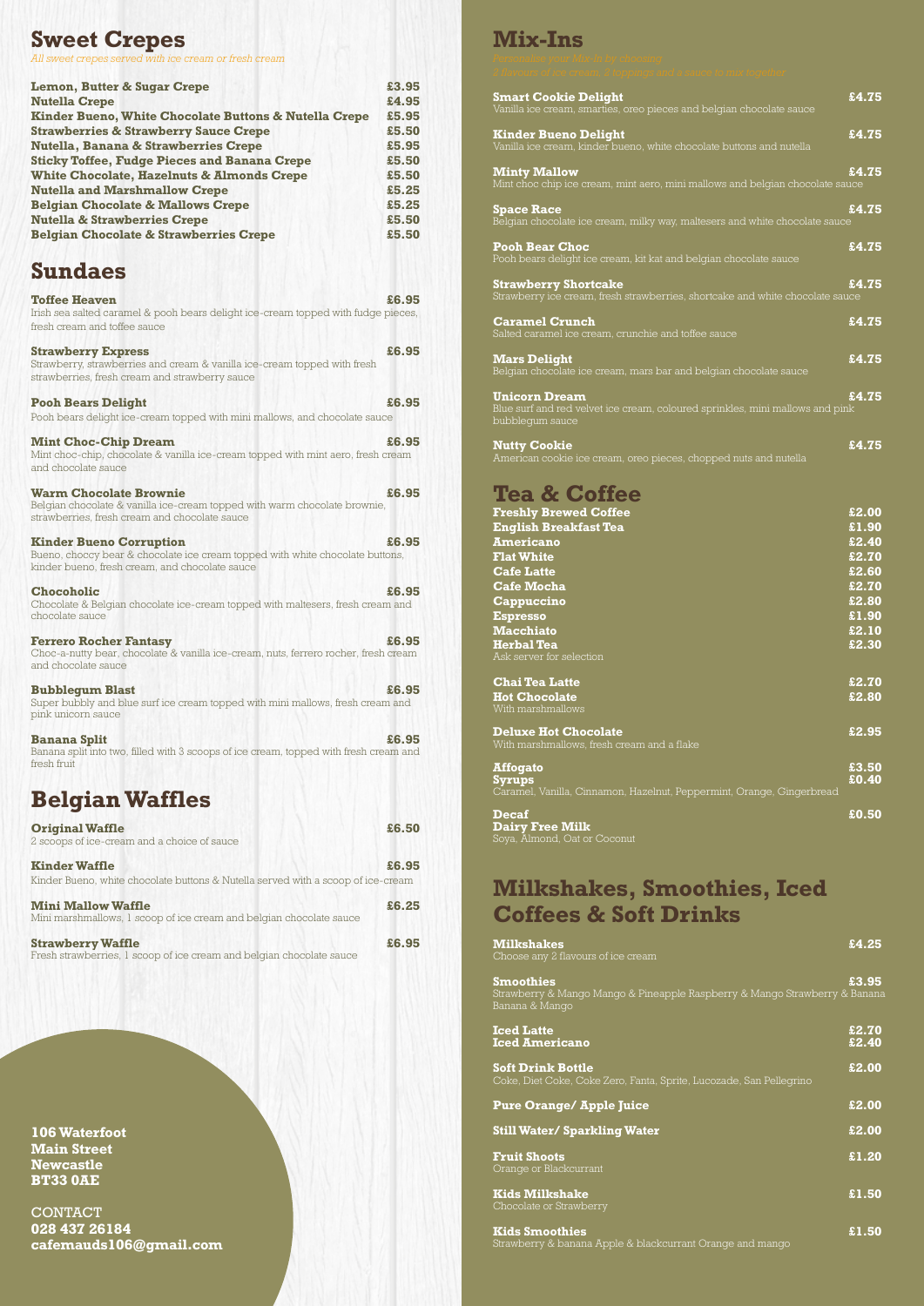## Sweet Crepes

*All sweet crepes served with ice cream or fresh cream*

| | |
|---|---|
| **Lemon, Butter & Sugar Crepe** | £3.95 |
| **Nutella Crepe** | £4.95 |
| **Kinder Bueno, White Chocolate Buttons & Nutella Crepe** | £5.95 |
| **Strawberries & Strawberry Sauce Crepe** | £5.50 |
| **Nutella, Banana & Strawberries Crepe** | £5.95 |
| **Sticky Toffee, Fudge Pieces and Banana Crepe** | £5.50 |
| **White Chocolate, Hazelnuts & Almonds Crepe** | £5.50 |
| **Nutella and Marshmallow Crepe** | £5.25 |
| **Belgian Chocolate & Mallows Crepe** | £5.25 |
| **Nutella & Strawberries Crepe** | £5.50 |
| **Belgian Chocolate & Strawberries Crepe** | £5.50 |

## Sundaes

**Toffee Heaven** £6.95
Irish sea salted caramel & pooh bears delight ice-cream topped with fudge pieces, fresh cream and toffee sauce

**Strawberry Express** £6.95
Strawberry, strawberries and cream & vanilla ice-cream topped with fresh strawberries, fresh cream and strawberry sauce

**Pooh Bears Delight** £6.95
Pooh bears delight ice-cream topped with mini mallows, and chocolate sauce

**Mint Choc-Chip Dream** £6.95
Mint choc-chip, chocolate & vanilla ice-cream topped with mint aero, fresh cream and chocolate sauce

**Warm Chocolate Brownie** £6.95
Belgian chocolate & vanilla ice-cream topped with warm chocolate brownie, strawberries, fresh cream and chocolate sauce

**Kinder Bueno Corruption** £6.95
Bueno, choccy bear & chocolate ice cream topped with white chocolate buttons, kinder bueno, fresh cream, and chocolate sauce

**Chocoholic** £6.95
Chocolate & Belgian chocolate ice-cream topped with maltesers, fresh cream and chocolate sauce

**Ferrero Rocher Fantasy** £6.95
Choc-a-nutty bear, chocolate & vanilla ice-cream, nuts, ferrero rocher, fresh cream and chocolate sauce

**Bubblegum Blast** £6.95
Super bubbly and blue surf ice cream topped with mini mallows, fresh cream and pink unicorn sauce

**Banana Split** £6.95
Banana split into two, filled with 3 scoops of ice cream, topped with fresh cream and fresh fruit

## Belgian Waffles

**Original Waffle** £6.50
2 scoops of ice-cream and a choice of sauce

**Kinder Waffle** £6.95
Kinder Bueno, white chocolate buttons & Nutella served with a scoop of ice-cream

**Mini Mallow Waffle** £6.25
Mini marshmallows, 1 scoop of ice cream and belgian chocolate sauce

**Strawberry Waffle** £6.95
Fresh strawberries, 1 scoop of ice cream and belgian chocolate sauce

**106 Waterfoot**
**Main Street**
**Newcastle**
**BT33 0AE**

CONTACT
**028 437 26184**
**cafemauds106@gmail.com**

## Mix-Ins

*Personalise your Mix-In by choosing 2 flavours of ice cream, 2 toppings and a sauce to mix together*

**Smart Cookie Delight** £4.75
Vanilla ice cream, smarties, oreo pieces and belgian chocolate sauce

**Kinder Bueno Delight** £4.75
Vanilla ice cream, kinder bueno, white chocolate buttons and nutella

**Minty Mallow** £4.75
Mint choc chip ice cream, mint aero, mini mallows and belgian chocolate sauce

**Space Race** £4.75
Belgian chocolate ice cream, milky way, maltesers and white chocolate sauce

**Pooh Bear Choc** £4.75
Pooh bears delight ice cream, kit kat and belgian chocolate sauce

**Strawberry Shortcake** £4.75
Strawberry ice cream, fresh strawberries, shortcake and white chocolate sauce

**Caramel Crunch** £4.75
Salted caramel ice cream, crunchie and toffee sauce

**Mars Delight** £4.75
Belgian chocolate ice cream, mars bar and belgian chocolate sauce

**Unicorn Dream** £4.75
Blue surf and red velvet ice cream, coloured sprinkles, mini mallows and pink bubblegum sauce

**Nutty Cookie** £4.75
American cookie ice cream, oreo pieces, chopped nuts and nutella

## Tea & Coffee

| | |
|---|---|
| **Freshly Brewed Coffee** | £2.00 |
| **English Breakfast Tea** | £1.90 |
| **Americano** | £2.40 |
| **Flat White** | £2.70 |
| **Cafe Latte** | £2.60 |
| **Cafe Mocha** | £2.70 |
| **Cappuccino** | £2.80 |
| **Espresso** | £1.90 |
| **Macchiato** | £2.10 |
| **Herbal Tea** | £2.30 |

Ask server for selection

**Chai Tea Latte** £2.70
**Hot Chocolate** £2.80
With marshmallows

**Deluxe Hot Chocolate** £2.95
With marshmallows, fresh cream and a flake

**Affogato** £3.50
**Syrups** £0.40
Caramel, Vanilla, Cinnamon, Hazelnut, Peppermint, Orange, Gingerbread

**Decaf** £0.50
**Dairy Free Milk**
Soya, Almond, Oat or Coconut

## Milkshakes, Smoothies, Iced Coffees & Soft Drinks

**Milkshakes** £4.25
Choose any 2 flavours of ice cream

**Smoothies** £3.95
Strawberry & Mango Mango & Pineapple Raspberry & Mango Strawberry & Banana Banana & Mango

**Iced Latte** £2.70
**Iced Americano** £2.40

**Soft Drink Bottle** £2.00
Coke, Diet Coke, Coke Zero, Fanta, Sprite, Lucozade, San Pellegrino

**Pure Orange/ Apple Juice** £2.00

**Still Water/ Sparkling Water** £2.00

**Fruit Shoots** £1.20
Orange or Blackcurrant

**Kids Milkshake** £1.50
Chocolate or Strawberry

**Kids Smoothies** £1.50
Strawberry & banana Apple & blackcurrant Orange and mango